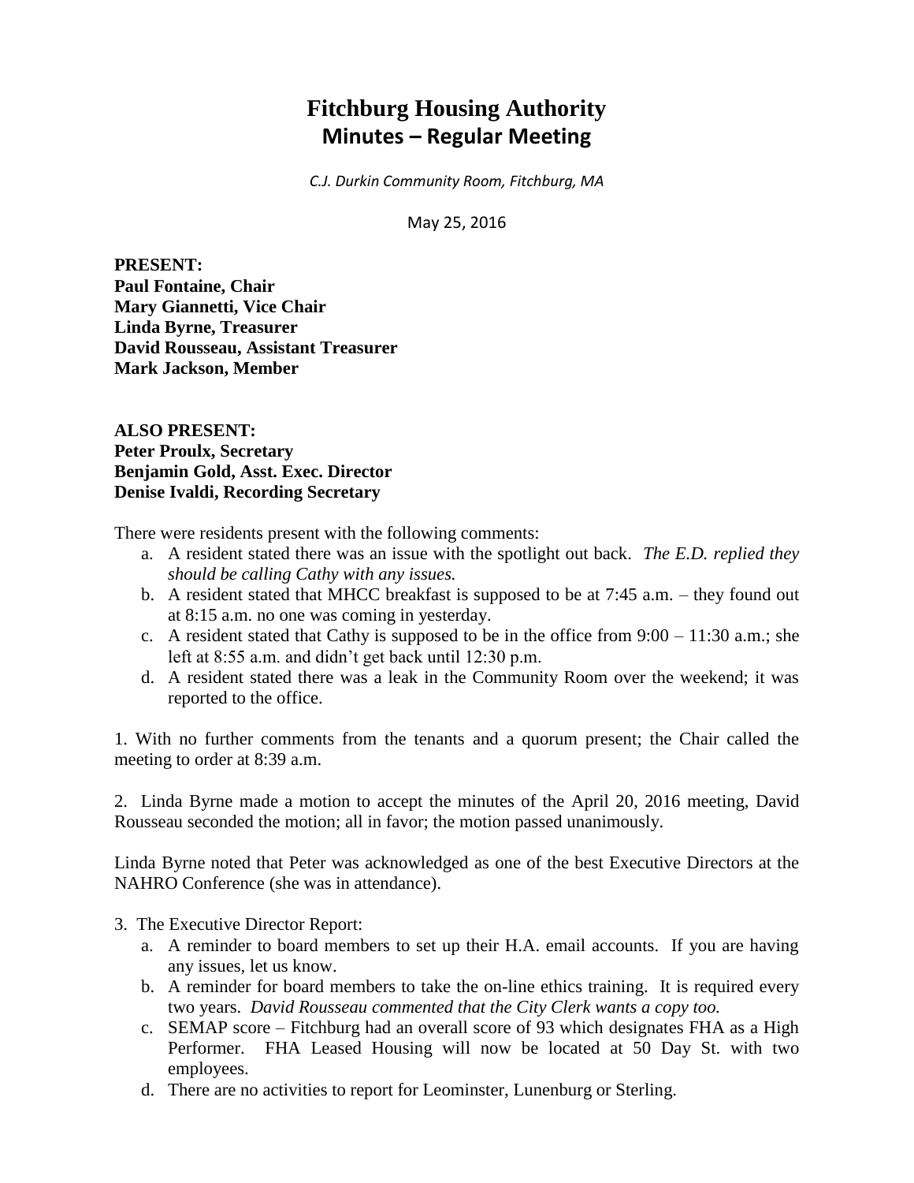# Fitchburg Housing Authority
## Minutes – Regular Meeting

*C.J. Durkin Community Room, Fitchburg, MA*

May 25, 2016

**PRESENT:**
**Paul Fontaine, Chair**
**Mary Giannetti, Vice Chair**
**Linda Byrne, Treasurer**
**David Rousseau, Assistant Treasurer**
**Mark Jackson, Member**

**ALSO PRESENT:**
**Peter Proulx, Secretary**
**Benjamin Gold, Asst. Exec. Director**
**Denise Ivaldi, Recording Secretary**

There were residents present with the following comments:

a. A resident stated there was an issue with the spotlight out back. *The E.D. replied they should be calling Cathy with any issues.*
b. A resident stated that MHCC breakfast is supposed to be at 7:45 a.m. – they found out at 8:15 a.m. no one was coming in yesterday.
c. A resident stated that Cathy is supposed to be in the office from 9:00 – 11:30 a.m.; she left at 8:55 a.m. and didn't get back until 12:30 p.m.
d. A resident stated there was a leak in the Community Room over the weekend; it was reported to the office.

1. With no further comments from the tenants and a quorum present; the Chair called the meeting to order at 8:39 a.m.

2. Linda Byrne made a motion to accept the minutes of the April 20, 2016 meeting, David Rousseau seconded the motion; all in favor; the motion passed unanimously.

Linda Byrne noted that Peter was acknowledged as one of the best Executive Directors at the NAHRO Conference (she was in attendance).

3. The Executive Director Report:

a. A reminder to board members to set up their H.A. email accounts. If you are having any issues, let us know.
b. A reminder for board members to take the on-line ethics training. It is required every two years. *David Rousseau commented that the City Clerk wants a copy too.*
c. SEMAP score – Fitchburg had an overall score of 93 which designates FHA as a High Performer. FHA Leased Housing will now be located at 50 Day St. with two employees.
d. There are no activities to report for Leominster, Lunenburg or Sterling.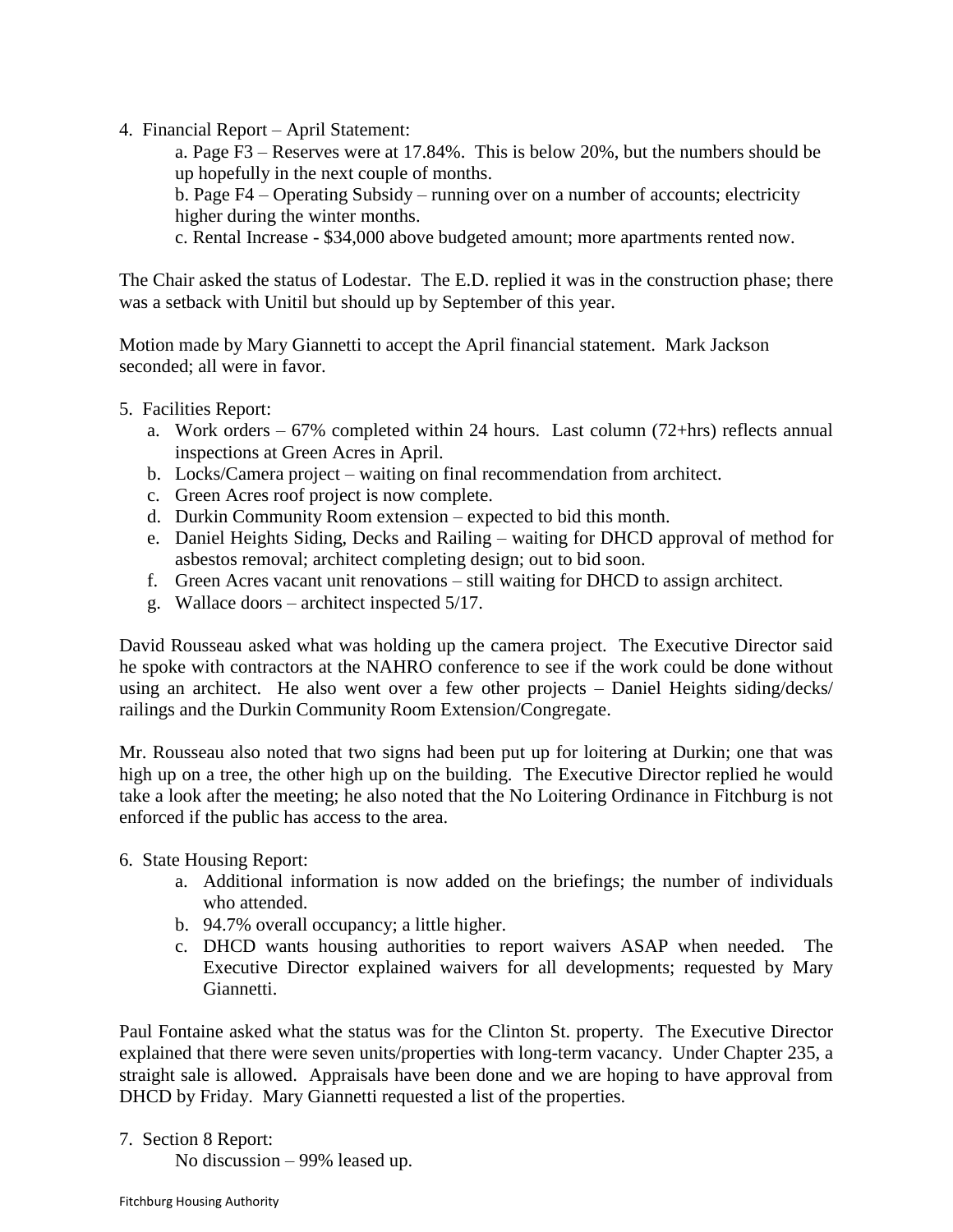4. Financial Report – April Statement:

   a. Page F3 – Reserves were at 17.84%. This is below 20%, but the numbers should be up hopefully in the next couple of months.

   b. Page F4 – Operating Subsidy – running over on a number of accounts; electricity higher during the winter months.

   c. Rental Increase - $34,000 above budgeted amount; more apartments rented now.

The Chair asked the status of Lodestar. The E.D. replied it was in the construction phase; there was a setback with Unitil but should up by September of this year.

Motion made by Mary Giannetti to accept the April financial statement. Mark Jackson seconded; all were in favor.

5. Facilities Report:
   a. Work orders – 67% completed within 24 hours. Last column (72+hrs) reflects annual inspections at Green Acres in April.
   b. Locks/Camera project – waiting on final recommendation from architect.
   c. Green Acres roof project is now complete.
   d. Durkin Community Room extension – expected to bid this month.
   e. Daniel Heights Siding, Decks and Railing – waiting for DHCD approval of method for asbestos removal; architect completing design; out to bid soon.
   f. Green Acres vacant unit renovations – still waiting for DHCD to assign architect.
   g. Wallace doors – architect inspected 5/17.

David Rousseau asked what was holding up the camera project. The Executive Director said he spoke with contractors at the NAHRO conference to see if the work could be done without using an architect. He also went over a few other projects – Daniel Heights siding/decks/ railings and the Durkin Community Room Extension/Congregate.

Mr. Rousseau also noted that two signs had been put up for loitering at Durkin; one that was high up on a tree, the other high up on the building. The Executive Director replied he would take a look after the meeting; he also noted that the No Loitering Ordinance in Fitchburg is not enforced if the public has access to the area.

6. State Housing Report:
   a. Additional information is now added on the briefings; the number of individuals who attended.
   b. 94.7% overall occupancy; a little higher.
   c. DHCD wants housing authorities to report waivers ASAP when needed. The Executive Director explained waivers for all developments; requested by Mary Giannetti.

Paul Fontaine asked what the status was for the Clinton St. property. The Executive Director explained that there were seven units/properties with long-term vacancy. Under Chapter 235, a straight sale is allowed. Appraisals have been done and we are hoping to have approval from DHCD by Friday. Mary Giannetti requested a list of the properties.

7. Section 8 Report:

   No discussion – 99% leased up.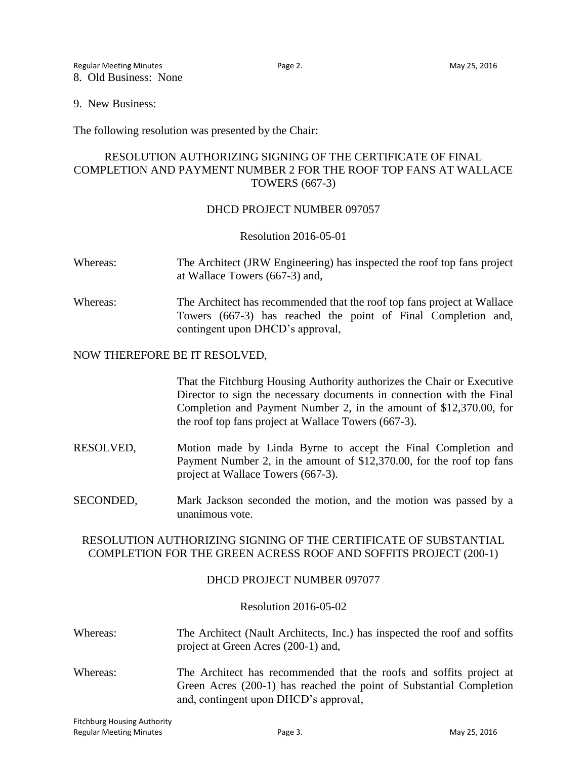8. Old Business: None

9. New Business:

The following resolution was presented by the Chair:

RESOLUTION AUTHORIZING SIGNING OF THE CERTIFICATE OF FINAL COMPLETION AND PAYMENT NUMBER 2 FOR THE ROOF TOP FANS AT WALLACE TOWERS (667-3)

DHCD PROJECT NUMBER 097057

Resolution 2016-05-01

Whereas: The Architect (JRW Engineering) has inspected the roof top fans project at Wallace Towers (667-3) and,

Whereas: The Architect has recommended that the roof top fans project at Wallace Towers (667-3) has reached the point of Final Completion and, contingent upon DHCD's approval,

NOW THEREFORE BE IT RESOLVED,

That the Fitchburg Housing Authority authorizes the Chair or Executive Director to sign the necessary documents in connection with the Final Completion and Payment Number 2, in the amount of $12,370.00, for the roof top fans project at Wallace Towers (667-3).

RESOLVED, Motion made by Linda Byrne to accept the Final Completion and Payment Number 2, in the amount of $12,370.00, for the roof top fans project at Wallace Towers (667-3).

SECONDED, Mark Jackson seconded the motion, and the motion was passed by a unanimous vote.

RESOLUTION AUTHORIZING SIGNING OF THE CERTIFICATE OF SUBSTANTIAL COMPLETION FOR THE GREEN ACRESS ROOF AND SOFFITS PROJECT (200-1)

DHCD PROJECT NUMBER 097077

Resolution 2016-05-02

Whereas: The Architect (Nault Architects, Inc.) has inspected the roof and soffits project at Green Acres (200-1) and,

Whereas: The Architect has recommended that the roofs and soffits project at Green Acres (200-1) has reached the point of Substantial Completion and, contingent upon DHCD's approval,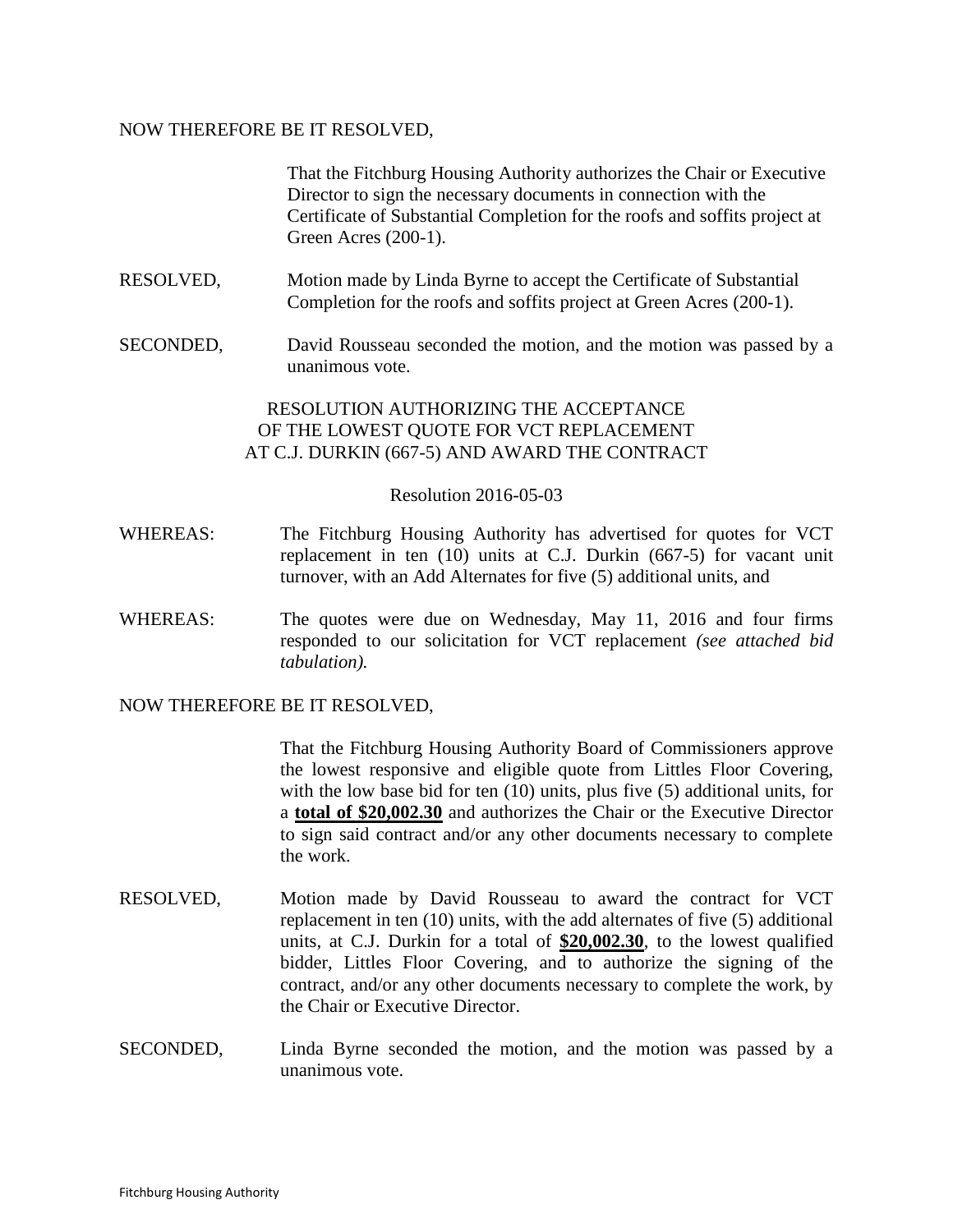NOW THEREFORE BE IT RESOLVED,

That the Fitchburg Housing Authority authorizes the Chair or Executive Director to sign the necessary documents in connection with the Certificate of Substantial Completion for the roofs and soffits project at Green Acres (200-1).

RESOLVED, Motion made by Linda Byrne to accept the Certificate of Substantial Completion for the roofs and soffits project at Green Acres (200-1).

SECONDED, David Rousseau seconded the motion, and the motion was passed by a unanimous vote.

## RESOLUTION AUTHORIZING THE ACCEPTANCE OF THE LOWEST QUOTE FOR VCT REPLACEMENT AT C.J. DURKIN (667-5) AND AWARD THE CONTRACT

Resolution 2016-05-03

WHEREAS: The Fitchburg Housing Authority has advertised for quotes for VCT replacement in ten (10) units at C.J. Durkin (667-5) for vacant unit turnover, with an Add Alternates for five (5) additional units, and

WHEREAS: The quotes were due on Wednesday, May 11, 2016 and four firms responded to our solicitation for VCT replacement *(see attached bid tabulation).*

NOW THEREFORE BE IT RESOLVED,

That the Fitchburg Housing Authority Board of Commissioners approve the lowest responsive and eligible quote from Littles Floor Covering, with the low base bid for ten (10) units, plus five (5) additional units, for a **total of $20,002.30** and authorizes the Chair or the Executive Director to sign said contract and/or any other documents necessary to complete the work.

RESOLVED, Motion made by David Rousseau to award the contract for VCT replacement in ten (10) units, with the add alternates of five (5) additional units, at C.J. Durkin for a total of **$20,002.30**, to the lowest qualified bidder, Littles Floor Covering, and to authorize the signing of the contract, and/or any other documents necessary to complete the work, by the Chair or Executive Director.

SECONDED, Linda Byrne seconded the motion, and the motion was passed by a unanimous vote.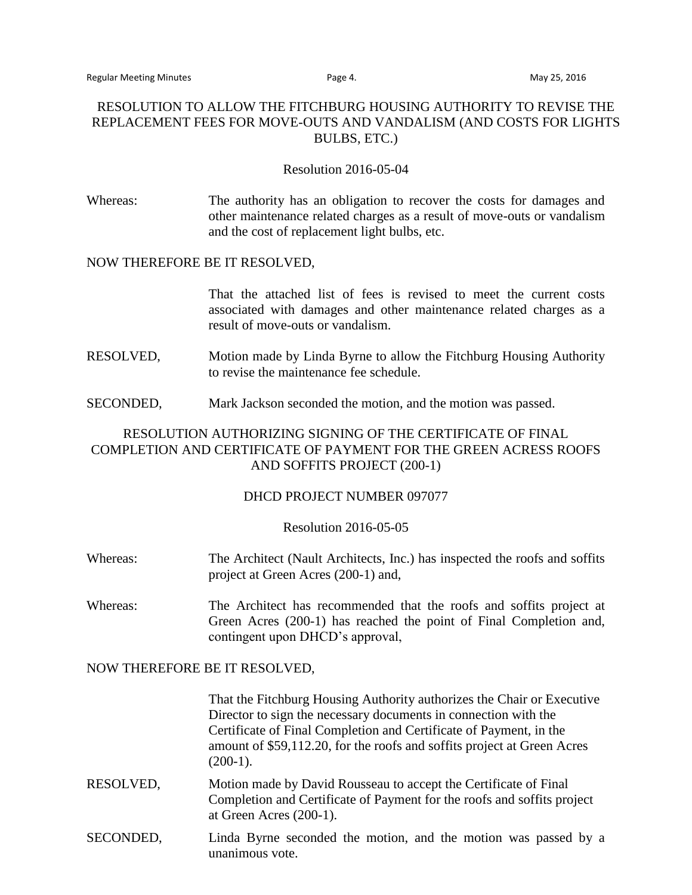## RESOLUTION TO ALLOW THE FITCHBURG HOUSING AUTHORITY TO REVISE THE REPLACEMENT FEES FOR MOVE-OUTS AND VANDALISM (AND COSTS FOR LIGHTS BULBS, ETC.)

Resolution 2016-05-04

Whereas: The authority has an obligation to recover the costs for damages and other maintenance related charges as a result of move-outs or vandalism and the cost of replacement light bulbs, etc.

NOW THEREFORE BE IT RESOLVED,

That the attached list of fees is revised to meet the current costs associated with damages and other maintenance related charges as a result of move-outs or vandalism.

RESOLVED, Motion made by Linda Byrne to allow the Fitchburg Housing Authority to revise the maintenance fee schedule.

SECONDED, Mark Jackson seconded the motion, and the motion was passed.

## RESOLUTION AUTHORIZING SIGNING OF THE CERTIFICATE OF FINAL COMPLETION AND CERTIFICATE OF PAYMENT FOR THE GREEN ACRESS ROOFS AND SOFFITS PROJECT (200-1)

DHCD PROJECT NUMBER 097077

Resolution 2016-05-05

Whereas: The Architect (Nault Architects, Inc.) has inspected the roofs and soffits project at Green Acres (200-1) and,

Whereas: The Architect has recommended that the roofs and soffits project at Green Acres (200-1) has reached the point of Final Completion and, contingent upon DHCD's approval,

NOW THEREFORE BE IT RESOLVED,

That the Fitchburg Housing Authority authorizes the Chair or Executive Director to sign the necessary documents in connection with the Certificate of Final Completion and Certificate of Payment, in the amount of $59,112.20, for the roofs and soffits project at Green Acres (200-1).

RESOLVED, Motion made by David Rousseau to accept the Certificate of Final Completion and Certificate of Payment for the roofs and soffits project at Green Acres (200-1).

SECONDED, Linda Byrne seconded the motion, and the motion was passed by a unanimous vote.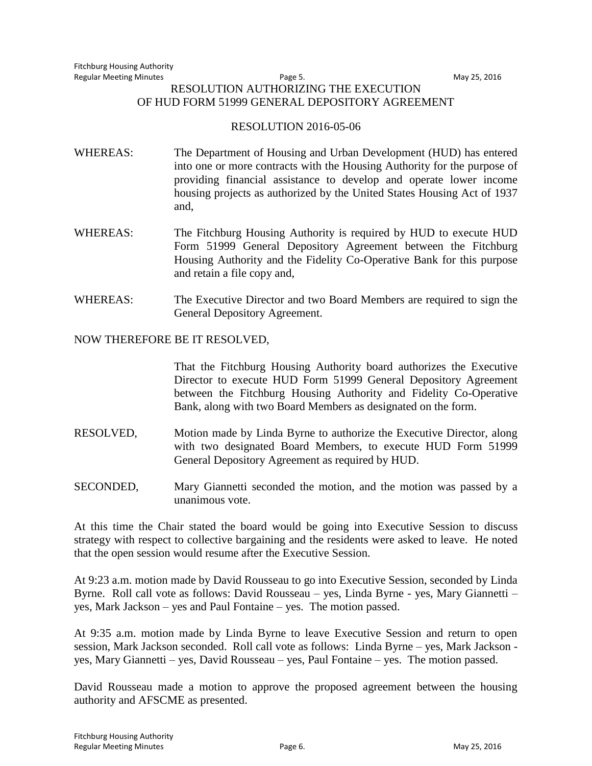RESOLUTION AUTHORIZING THE EXECUTION
OF HUD FORM 51999 GENERAL DEPOSITORY AGREEMENT

RESOLUTION 2016-05-06

WHEREAS: The Department of Housing and Urban Development (HUD) has entered into one or more contracts with the Housing Authority for the purpose of providing financial assistance to develop and operate lower income housing projects as authorized by the United States Housing Act of 1937 and,

WHEREAS: The Fitchburg Housing Authority is required by HUD to execute HUD Form 51999 General Depository Agreement between the Fitchburg Housing Authority and the Fidelity Co-Operative Bank for this purpose and retain a file copy and,

WHEREAS: The Executive Director and two Board Members are required to sign the General Depository Agreement.

NOW THEREFORE BE IT RESOLVED,

That the Fitchburg Housing Authority board authorizes the Executive Director to execute HUD Form 51999 General Depository Agreement between the Fitchburg Housing Authority and Fidelity Co-Operative Bank, along with two Board Members as designated on the form.

RESOLVED, Motion made by Linda Byrne to authorize the Executive Director, along with two designated Board Members, to execute HUD Form 51999 General Depository Agreement as required by HUD.

SECONDED, Mary Giannetti seconded the motion, and the motion was passed by a unanimous vote.

At this time the Chair stated the board would be going into Executive Session to discuss strategy with respect to collective bargaining and the residents were asked to leave. He noted that the open session would resume after the Executive Session.

At 9:23 a.m. motion made by David Rousseau to go into Executive Session, seconded by Linda Byrne. Roll call vote as follows: David Rousseau – yes, Linda Byrne - yes, Mary Giannetti – yes, Mark Jackson – yes and Paul Fontaine – yes. The motion passed.

At 9:35 a.m. motion made by Linda Byrne to leave Executive Session and return to open session, Mark Jackson seconded. Roll call vote as follows: Linda Byrne – yes, Mark Jackson - yes, Mary Giannetti – yes, David Rousseau – yes, Paul Fontaine – yes. The motion passed.

David Rousseau made a motion to approve the proposed agreement between the housing authority and AFSCME as presented.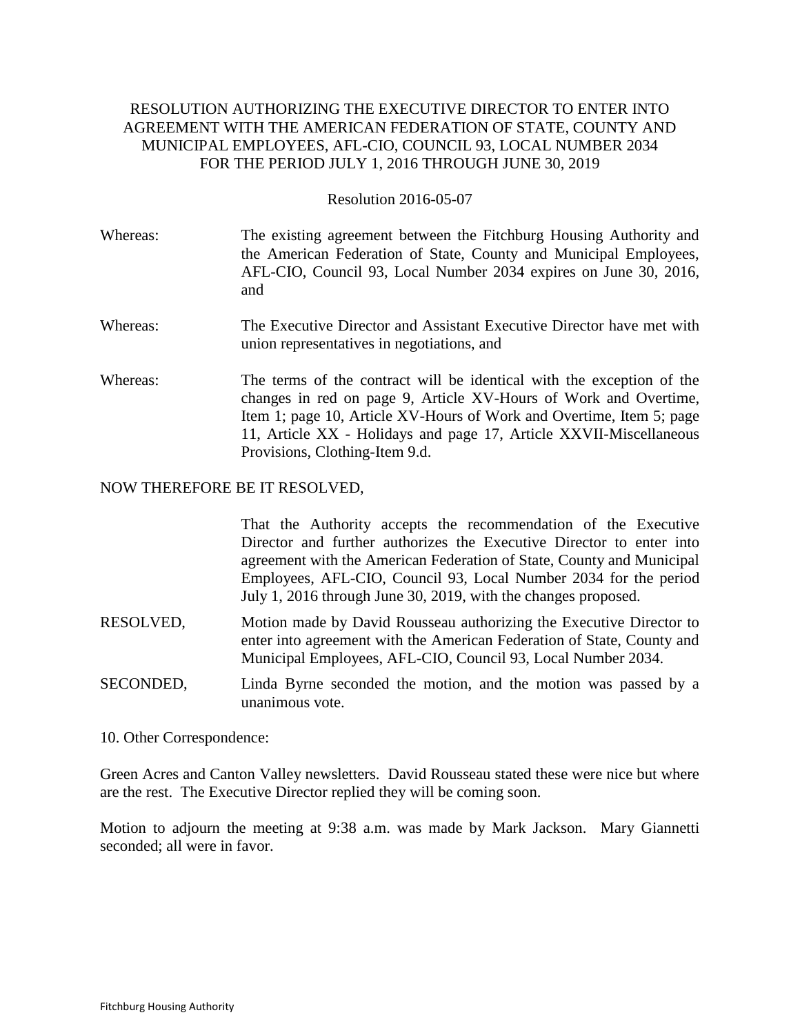RESOLUTION AUTHORIZING THE EXECUTIVE DIRECTOR TO ENTER INTO AGREEMENT WITH THE AMERICAN FEDERATION OF STATE, COUNTY AND MUNICIPAL EMPLOYEES, AFL-CIO, COUNCIL 93, LOCAL NUMBER 2034 FOR THE PERIOD JULY 1, 2016 THROUGH JUNE 30, 2019

Resolution 2016-05-07

Whereas: The existing agreement between the Fitchburg Housing Authority and the American Federation of State, County and Municipal Employees, AFL-CIO, Council 93, Local Number 2034 expires on June 30, 2016, and

Whereas: The Executive Director and Assistant Executive Director have met with union representatives in negotiations, and

Whereas: The terms of the contract will be identical with the exception of the changes in red on page 9, Article XV-Hours of Work and Overtime, Item 1; page 10, Article XV-Hours of Work and Overtime, Item 5; page 11, Article XX - Holidays and page 17, Article XXVII-Miscellaneous Provisions, Clothing-Item 9.d.

NOW THEREFORE BE IT RESOLVED,

That the Authority accepts the recommendation of the Executive Director and further authorizes the Executive Director to enter into agreement with the American Federation of State, County and Municipal Employees, AFL-CIO, Council 93, Local Number 2034 for the period July 1, 2016 through June 30, 2019, with the changes proposed.

RESOLVED, Motion made by David Rousseau authorizing the Executive Director to enter into agreement with the American Federation of State, County and Municipal Employees, AFL-CIO, Council 93, Local Number 2034.

SECONDED, Linda Byrne seconded the motion, and the motion was passed by a unanimous vote.

10. Other Correspondence:

Green Acres and Canton Valley newsletters. David Rousseau stated these were nice but where are the rest. The Executive Director replied they will be coming soon.

Motion to adjourn the meeting at 9:38 a.m. was made by Mark Jackson. Mary Giannetti seconded; all were in favor.